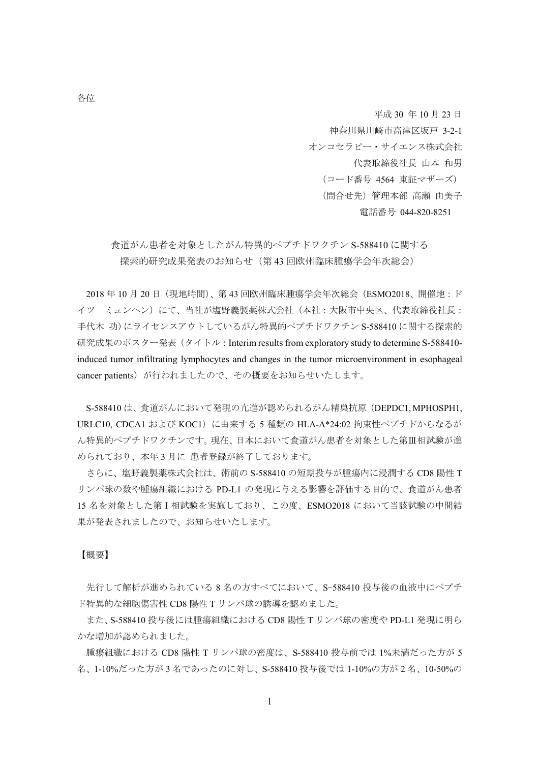各位

平成 30 年 10 月 23 日

神奈川県川崎市高津区坂戸 3-2-1

オンコセラピー・サイエンス株式会社

代表取締役社長 山本 和男

（コード番号 4564 東証マザーズ）

（問合せ先）管理本部 高瀬 由美子

電話番号 044-820-8251

## 食道がん患者を対象としたがん特異的ペプチドワクチン S-588410 に関する探索的研究成果発表のお知らせ（第 43 回欧州臨床腫瘍学会年次総会）

2018 年 10 月 20 日（現地時間）、第 43 回欧州臨床腫瘍学会年次総会（ESMO2018、開催地：ドイツ ミュンヘン）にて、当社が塩野義製薬株式会社（本社：大阪市中央区、代表取締役社長：手代木 功）にライセンスアウトしているがん特異的ペプチドワクチン S-588410 に関する探索的研究成果のポスター発表（タイトル：Interim results from exploratory study to determine S-588410-induced tumor infiltrating lymphocytes and changes in the tumor microenvironment in esophageal cancer patients）が行われましたので、その概要をお知らせいたします。

S-588410 は、食道がんにおいて発現の亢進が認められるがん精巣抗原（DEPDC1, MPHOSPH1, URLC10, CDCA1 および KOC1）に由来する 5 種類の HLA-A*24:02 拘束性ペプチドからなるがん特異的ペプチドワクチンです。現在、日本において食道がん患者を対象とした第Ⅲ相試験が進められており、本年 3 月に 患者登録が終了しております。

さらに、塩野義製薬株式会社は、術前の S-588410 の短期投与が腫瘍内に浸潤する CD8 陽性 T リンパ球の数や腫瘍組織における PD-L1 の発現に与える影響を評価する目的で、食道がん患者 15 名を対象とした第 I 相試験を実施しており、この度、ESMO2018 において当該試験の中間結果が発表されましたので、お知らせいたします。

【概要】

先行して解析が進められている 8 名の方すべてにおいて、S−588410 投与後の血液中にペプチド特異的な細胞傷害性 CD8 陽性 T リンパ球の誘導を認めました。

また、S-588410 投与後には腫瘍組織における CD8 陽性 T リンパ球の密度や PD-L1 発現に明らかな増加が認められました。

腫瘍組織における CD8 陽性 T リンパ球の密度は、S-588410 投与前では 1%未満だった方が 5 名、1-10%だった方が 3 名であったのに対し、S-588410 投与後では 1-10%の方が 2 名、10-50%の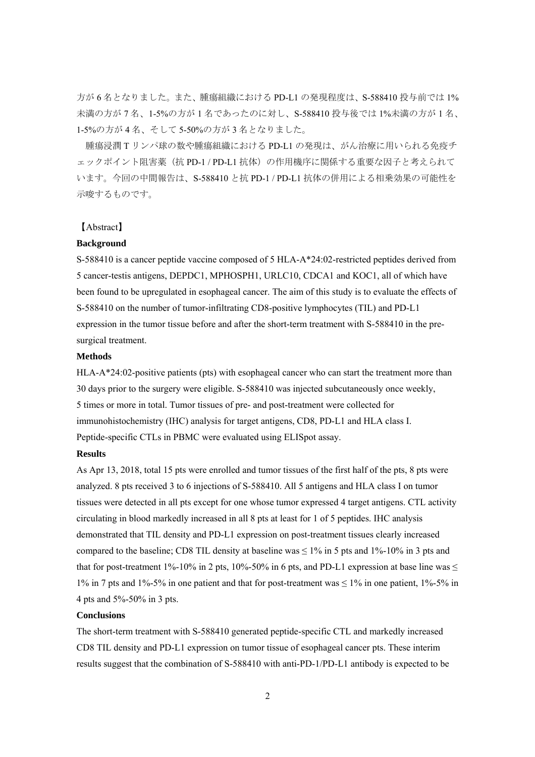方が 6 名となりました。また、腫瘍組織における PD-L1 の発現程度は、S-588410 投与前では 1%未満の方が 7 名、1-5%の方が 1 名であったのに対し、S-588410 投与後では 1%未満の方が 1 名、1-5%の方が 4 名、そして 5-50%の方が 3 名となりました。

腫瘍浸潤 T リンパ球の数や腫瘍組織における PD-L1 の発現は、がん治療に用いられる免疫チェックポイント阻害薬（抗 PD-1 / PD-L1 抗体）の作用機序に関係する重要な因子と考えられています。今回の中間報告は、S-588410 と抗 PD-1 / PD-L1 抗体の併用による相乗効果の可能性を示唆するものです。

【Abstract】

**Background**

S-588410 is a cancer peptide vaccine composed of 5 HLA-A*24:02-restricted peptides derived from 5 cancer-testis antigens, DEPDC1, MPHOSPH1, URLC10, CDCA1 and KOC1, all of which have been found to be upregulated in esophageal cancer. The aim of this study is to evaluate the effects of S-588410 on the number of tumor-infiltrating CD8-positive lymphocytes (TIL) and PD-L1 expression in the tumor tissue before and after the short-term treatment with S-588410 in the pre-surgical treatment.

**Methods**

HLA-A*24:02-positive patients (pts) with esophageal cancer who can start the treatment more than 30 days prior to the surgery were eligible. S-588410 was injected subcutaneously once weekly, 5 times or more in total. Tumor tissues of pre- and post-treatment were collected for immunohistochemistry (IHC) analysis for target antigens, CD8, PD-L1 and HLA class I. Peptide-specific CTLs in PBMC were evaluated using ELISpot assay.

**Results**

As Apr 13, 2018, total 15 pts were enrolled and tumor tissues of the first half of the pts, 8 pts were analyzed. 8 pts received 3 to 6 injections of S-588410. All 5 antigens and HLA class I on tumor tissues were detected in all pts except for one whose tumor expressed 4 target antigens. CTL activity circulating in blood markedly increased in all 8 pts at least for 1 of 5 peptides. IHC analysis demonstrated that TIL density and PD-L1 expression on post-treatment tissues clearly increased compared to the baseline; CD8 TIL density at baseline was $\leq$ 1% in 5 pts and 1%-10% in 3 pts and that for post-treatment 1%-10% in 2 pts, 10%-50% in 6 pts, and PD-L1 expression at base line was $\leq$ 1% in 7 pts and 1%-5% in one patient and that for post-treatment was $\leq$ 1% in one patient, 1%-5% in 4 pts and 5%-50% in 3 pts.

**Conclusions**

The short-term treatment with S-588410 generated peptide-specific CTL and markedly increased CD8 TIL density and PD-L1 expression on tumor tissue of esophageal cancer pts. These interim results suggest that the combination of S-588410 with anti-PD-1/PD-L1 antibody is expected to be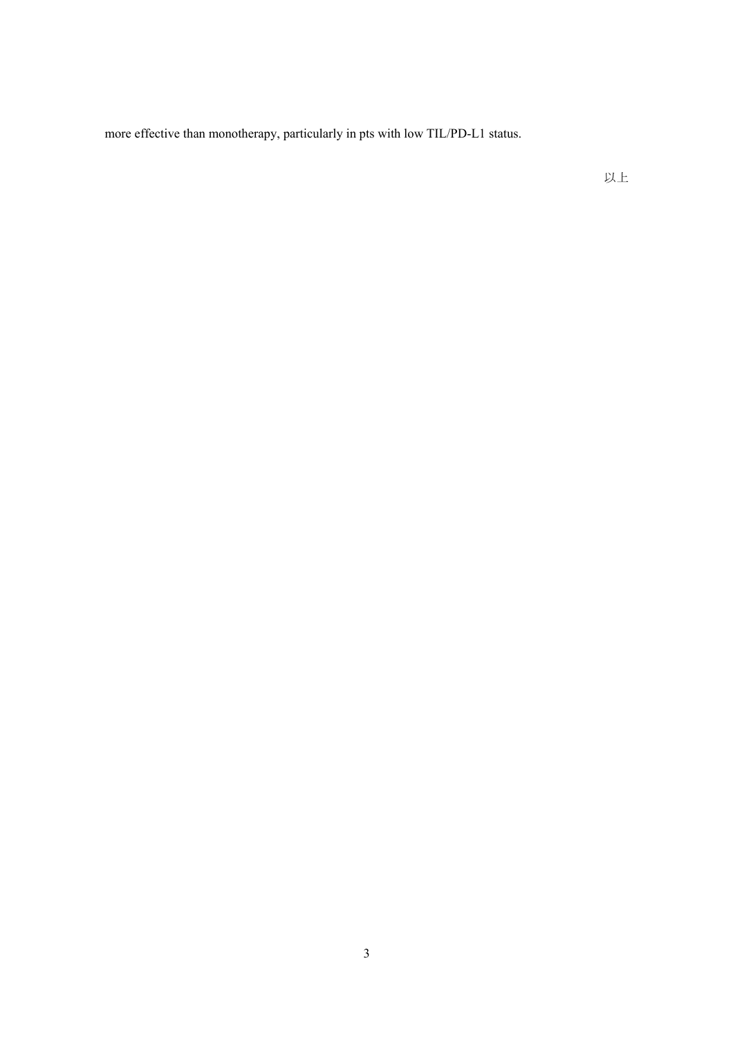more effective than monotherapy, particularly in pts with low TIL/PD-L1 status.

以上